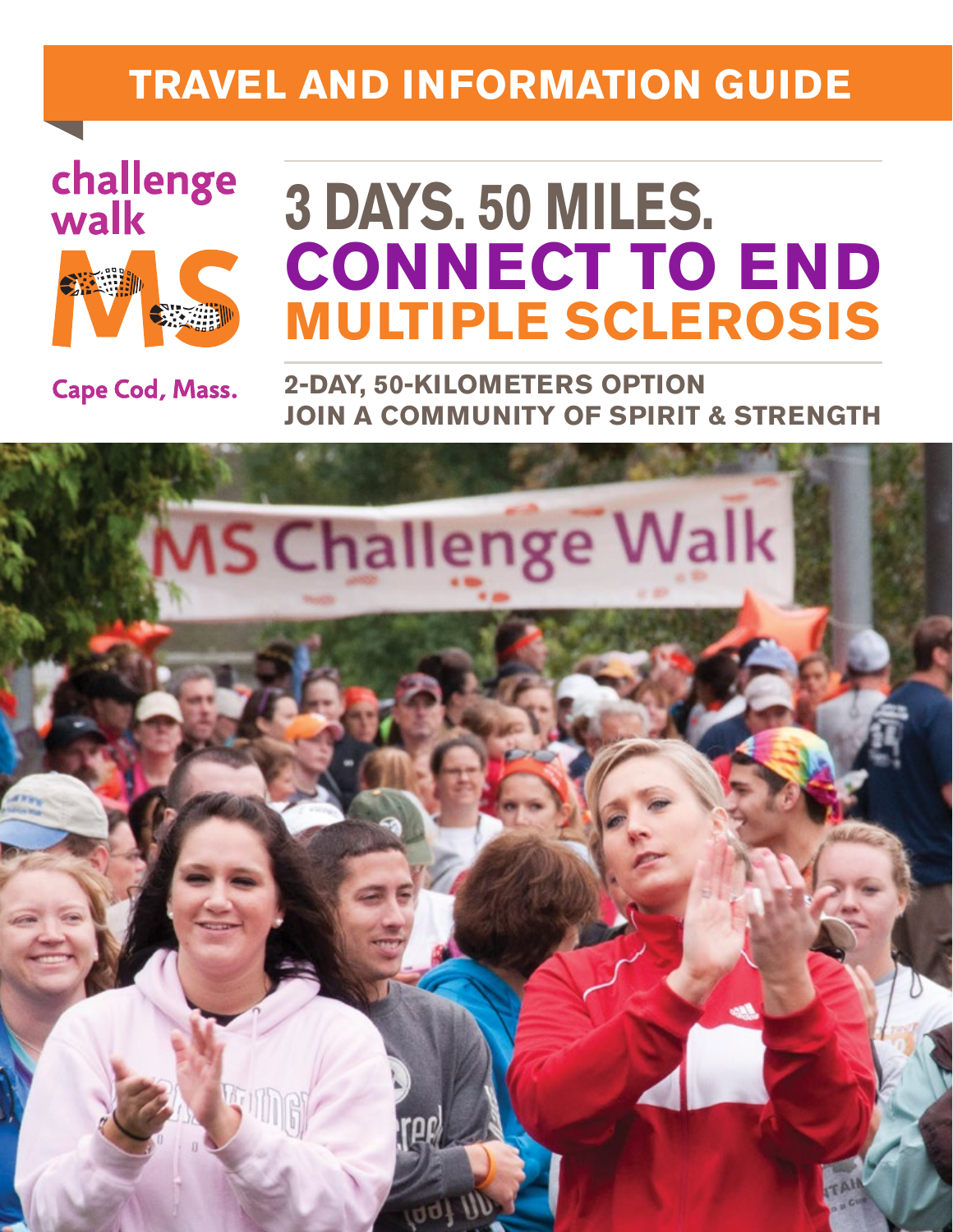# TRAVEL AND INFORMATION GUIDE

challenge walk MS

Cape Cod, Mass.

## 3 DAYS. 50 MILES.
## CONNECT TO END MULTIPLE SCLEROSIS

**2-DAY, 50-KILOMETERS OPTION**
**JOIN A COMMUNITY OF SPIRIT & STRENGTH**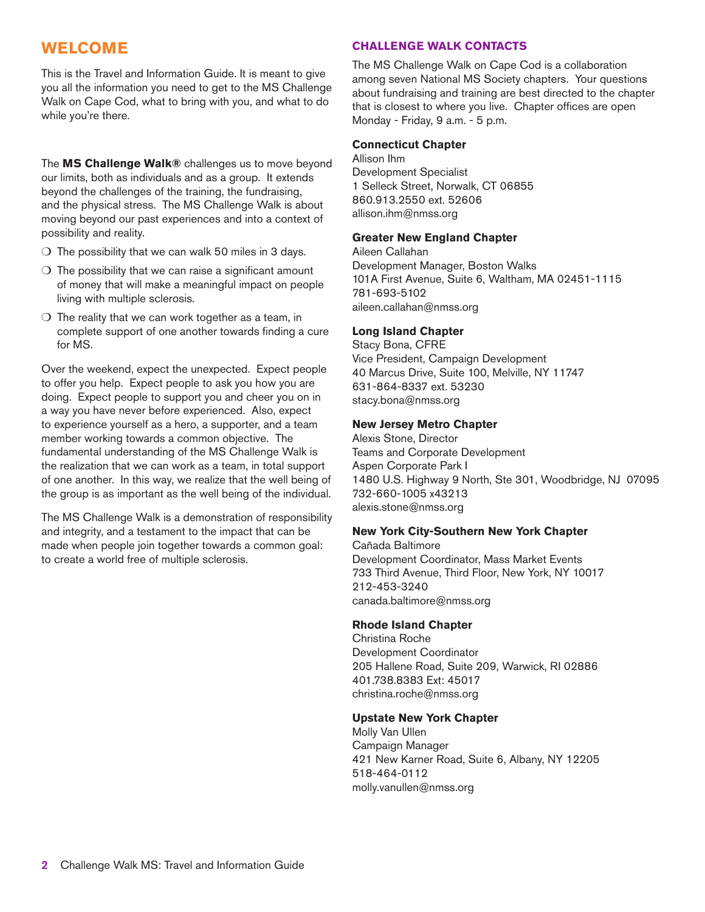## WELCOME

This is the Travel and Information Guide. It is meant to give you all the information you need to get to the MS Challenge Walk on Cape Cod, what to bring with you, and what to do while you're there.

The **MS Challenge Walk®** challenges us to move beyond our limits, both as individuals and as a group. It extends beyond the challenges of the training, the fundraising, and the physical stress. The MS Challenge Walk is about moving beyond our past experiences and into a context of possibility and reality.

- The possibility that we can walk 50 miles in 3 days.
- The possibility that we can raise a significant amount of money that will make a meaningful impact on people living with multiple sclerosis.
- The reality that we can work together as a team, in complete support of one another towards finding a cure for MS.

Over the weekend, expect the unexpected. Expect people to offer you help. Expect people to ask you how you are doing. Expect people to support you and cheer you on in a way you have never before experienced. Also, expect to experience yourself as a hero, a supporter, and a team member working towards a common objective. The fundamental understanding of the MS Challenge Walk is the realization that we can work as a team, in total support of one another. In this way, we realize that the well being of the group is as important as the well being of the individual.

The MS Challenge Walk is a demonstration of responsibility and integrity, and a testament to the impact that can be made when people join together towards a common goal: to create a world free of multiple sclerosis.

### CHALLENGE WALK CONTACTS

The MS Challenge Walk on Cape Cod is a collaboration among seven National MS Society chapters. Your questions about fundraising and training are best directed to the chapter that is closest to where you live. Chapter offices are open Monday - Friday, 9 a.m. - 5 p.m.

**Connecticut Chapter**
Allison Ihm
Development Specialist
1 Selleck Street, Norwalk, CT 06855
860.913.2550 ext. 52606
allison.ihm@nmss.org

**Greater New England Chapter**
Aileen Callahan
Development Manager, Boston Walks
101A First Avenue, Suite 6, Waltham, MA 02451-1115
781-693-5102
aileen.callahan@nmss.org

**Long Island Chapter**
Stacy Bona, CFRE
Vice President, Campaign Development
40 Marcus Drive, Suite 100, Melville, NY 11747
631-864-8337 ext. 53230
stacy.bona@nmss.org

**New Jersey Metro Chapter**
Alexis Stone, Director
Teams and Corporate Development
Aspen Corporate Park I
1480 U.S. Highway 9 North, Ste 301, Woodbridge, NJ 07095
732-660-1005 x43213
alexis.stone@nmss.org

**New York City-Southern New York Chapter**
Cañada Baltimore
Development Coordinator, Mass Market Events
733 Third Avenue, Third Floor, New York, NY 10017
212-453-3240
canada.baltimore@nmss.org

**Rhode Island Chapter**
Christina Roche
Development Coordinator
205 Hallene Road, Suite 209, Warwick, RI 02886
401.738.8383 Ext: 45017
christina.roche@nmss.org

**Upstate New York Chapter**
Molly Van Ullen
Campaign Manager
421 New Karner Road, Suite 6, Albany, NY 12205
518-464-0112
molly.vanullen@nmss.org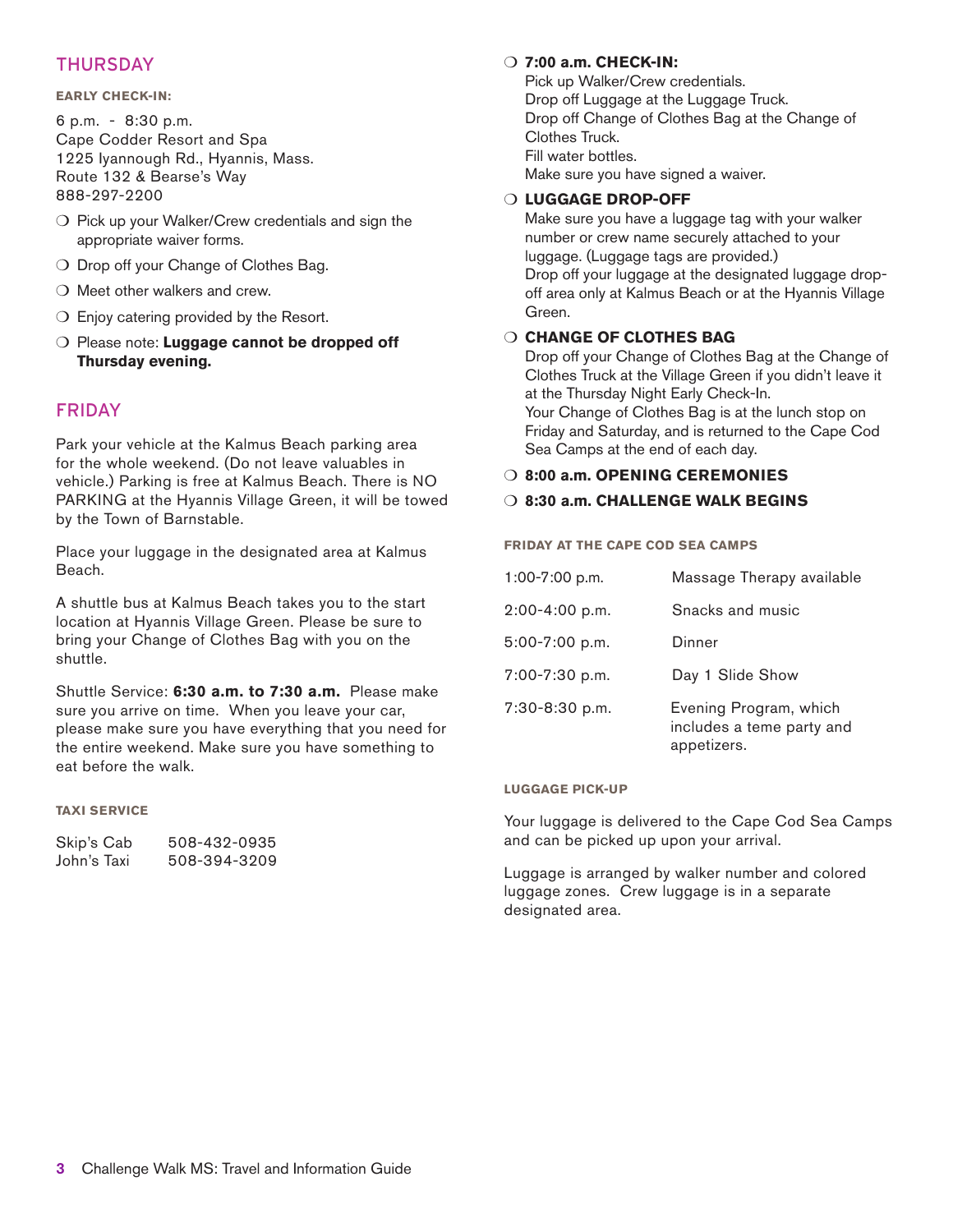## THURSDAY

**EARLY CHECK-IN:**

6 p.m. - 8:30 p.m.
Cape Codder Resort and Spa
1225 Iyannough Rd., Hyannis, Mass.
Route 132 & Bearse's Way
888-297-2200

- ❍ Pick up your Walker/Crew credentials and sign the appropriate waiver forms.
- ❍ Drop off your Change of Clothes Bag.
- ❍ Meet other walkers and crew.
- ❍ Enjoy catering provided by the Resort.
- ❍ Please note: **Luggage cannot be dropped off Thursday evening.**

## FRIDAY

Park your vehicle at the Kalmus Beach parking area for the whole weekend. (Do not leave valuables in vehicle.) Parking is free at Kalmus Beach. There is NO PARKING at the Hyannis Village Green, it will be towed by the Town of Barnstable.

Place your luggage in the designated area at Kalmus Beach.

A shuttle bus at Kalmus Beach takes you to the start location at Hyannis Village Green. Please be sure to bring your Change of Clothes Bag with you on the shuttle.

Shuttle Service: **6:30 a.m. to 7:30 a.m.** Please make sure you arrive on time. When you leave your car, please make sure you have everything that you need for the entire weekend. Make sure you have something to eat before the walk.

**TAXI SERVICE**

| | |
|---|---|
| Skip's Cab | 508-432-0935 |
| John's Taxi | 508-394-3209 |

❍ **7:00 a.m. CHECK-IN:**
Pick up Walker/Crew credentials.
Drop off Luggage at the Luggage Truck.
Drop off Change of Clothes Bag at the Change of Clothes Truck.
Fill water bottles.
Make sure you have signed a waiver.

❍ **LUGGAGE DROP-OFF**
Make sure you have a luggage tag with your walker number or crew name securely attached to your luggage. (Luggage tags are provided.)
Drop off your luggage at the designated luggage drop-off area only at Kalmus Beach or at the Hyannis Village Green.

❍ **CHANGE OF CLOTHES BAG**
Drop off your Change of Clothes Bag at the Change of Clothes Truck at the Village Green if you didn't leave it at the Thursday Night Early Check-In.
Your Change of Clothes Bag is at the lunch stop on Friday and Saturday, and is returned to the Cape Cod Sea Camps at the end of each day.

❍ **8:00 a.m. OPENING CEREMONIES**

❍ **8:30 a.m. CHALLENGE WALK BEGINS**

**FRIDAY AT THE CAPE COD SEA CAMPS**

| | |
|---|---|
| 1:00-7:00 p.m. | Massage Therapy available |
| 2:00-4:00 p.m. | Snacks and music |
| 5:00-7:00 p.m. | Dinner |
| 7:00-7:30 p.m. | Day 1 Slide Show |
| 7:30-8:30 p.m. | Evening Program, which includes a teme party and appetizers. |

**LUGGAGE PICK-UP**

Your luggage is delivered to the Cape Cod Sea Camps and can be picked up upon your arrival.

Luggage is arranged by walker number and colored luggage zones. Crew luggage is in a separate designated area.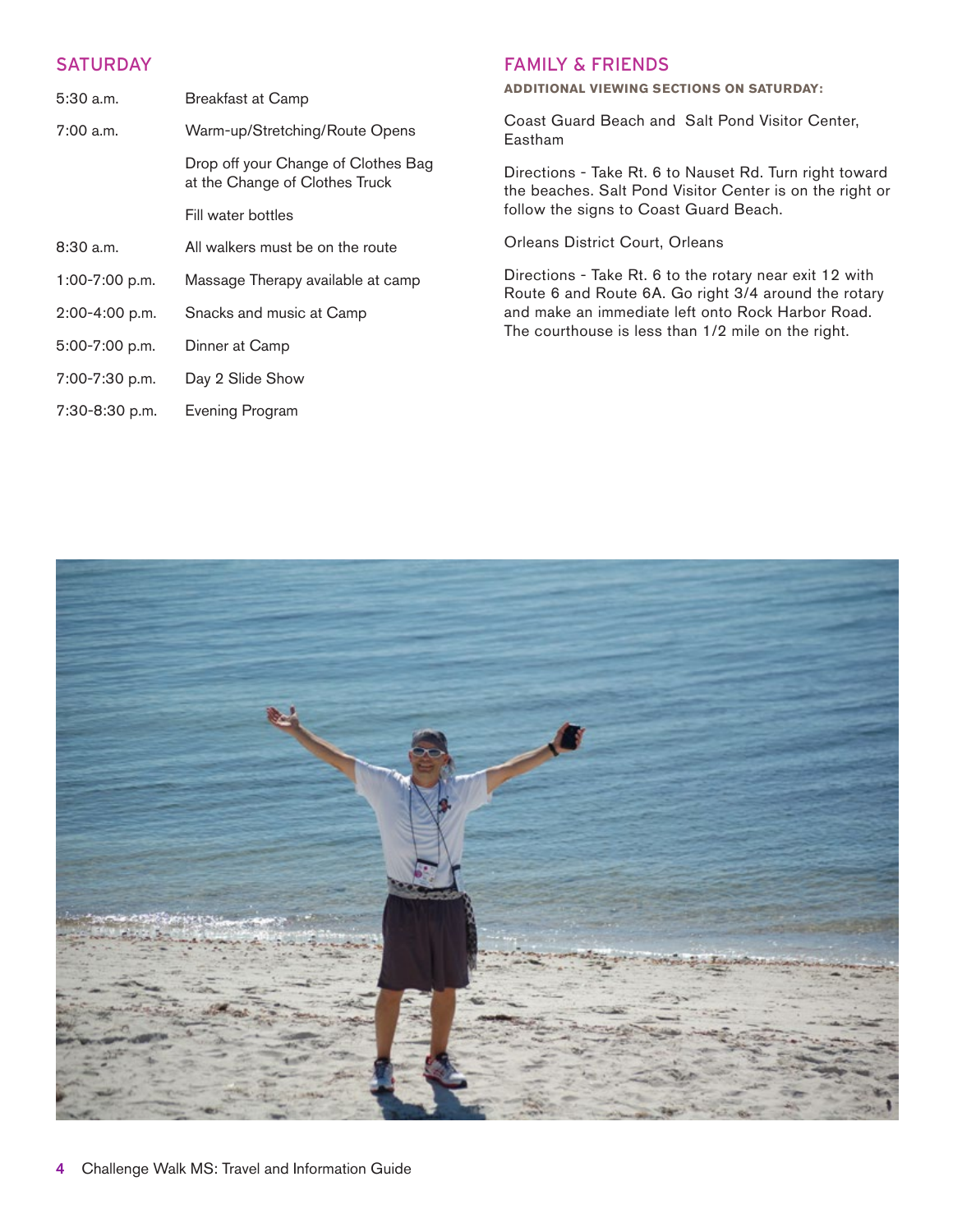## SATURDAY

| | |
|---|---|
| 5:30 a.m. | Breakfast at Camp |
| 7:00 a.m. | Warm-up/Stretching/Route Opens |
| | Drop off your Change of Clothes Bag at the Change of Clothes Truck |
| | Fill water bottles |
| 8:30 a.m. | All walkers must be on the route |
| 1:00-7:00 p.m. | Massage Therapy available at camp |
| 2:00-4:00 p.m. | Snacks and music at Camp |
| 5:00-7:00 p.m. | Dinner at Camp |
| 7:00-7:30 p.m. | Day 2 Slide Show |
| 7:30-8:30 p.m. | Evening Program |

## FAMILY & FRIENDS

**ADDITIONAL VIEWING SECTIONS ON SATURDAY:**

Coast Guard Beach and Salt Pond Visitor Center, Eastham

Directions - Take Rt. 6 to Nauset Rd. Turn right toward the beaches. Salt Pond Visitor Center is on the right or follow the signs to Coast Guard Beach.

Orleans District Court, Orleans

Directions - Take Rt. 6 to the rotary near exit 12 with Route 6 and Route 6A. Go right 3/4 around the rotary and make an immediate left onto Rock Harbor Road. The courthouse is less than 1/2 mile on the right.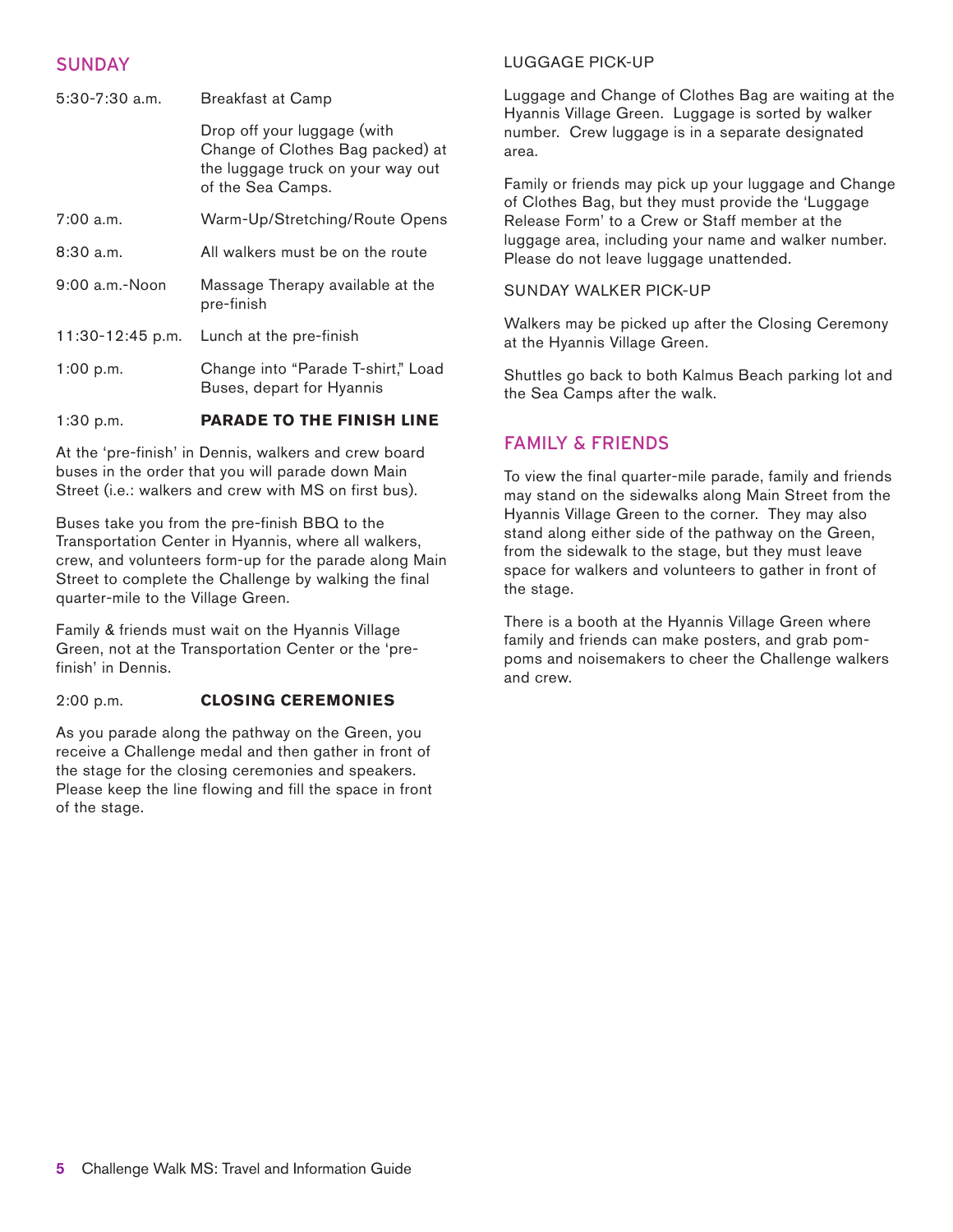## SUNDAY

| | |
|---|---|
| 5:30-7:30 a.m. | Breakfast at Camp |
| | Drop off your luggage (with Change of Clothes Bag packed) at the luggage truck on your way out of the Sea Camps. |
| 7:00 a.m. | Warm-Up/Stretching/Route Opens |
| 8:30 a.m. | All walkers must be on the route |
| 9:00 a.m.-Noon | Massage Therapy available at the pre-finish |
| 11:30-12:45 p.m. | Lunch at the pre-finish |
| 1:00 p.m. | Change into "Parade T-shirt," Load Buses, depart for Hyannis |
| 1:30 p.m. | **PARADE TO THE FINISH LINE** |

At the 'pre-finish' in Dennis, walkers and crew board buses in the order that you will parade down Main Street (i.e.: walkers and crew with MS on first bus).

Buses take you from the pre-finish BBQ to the Transportation Center in Hyannis, where all walkers, crew, and volunteers form-up for the parade along Main Street to complete the Challenge by walking the final quarter-mile to the Village Green.

Family & friends must wait on the Hyannis Village Green, not at the Transportation Center or the 'pre-finish' in Dennis.

2:00 p.m. **CLOSING CEREMONIES**

As you parade along the pathway on the Green, you receive a Challenge medal and then gather in front of the stage for the closing ceremonies and speakers. Please keep the line flowing and fill the space in front of the stage.

### LUGGAGE PICK-UP

Luggage and Change of Clothes Bag are waiting at the Hyannis Village Green. Luggage is sorted by walker number. Crew luggage is in a separate designated area.

Family or friends may pick up your luggage and Change of Clothes Bag, but they must provide the 'Luggage Release Form' to a Crew or Staff member at the luggage area, including your name and walker number. Please do not leave luggage unattended.

### SUNDAY WALKER PICK-UP

Walkers may be picked up after the Closing Ceremony at the Hyannis Village Green.

Shuttles go back to both Kalmus Beach parking lot and the Sea Camps after the walk.

## FAMILY & FRIENDS

To view the final quarter-mile parade, family and friends may stand on the sidewalks along Main Street from the Hyannis Village Green to the corner. They may also stand along either side of the pathway on the Green, from the sidewalk to the stage, but they must leave space for walkers and volunteers to gather in front of the stage.

There is a booth at the Hyannis Village Green where family and friends can make posters, and grab pom-poms and noisemakers to cheer the Challenge walkers and crew.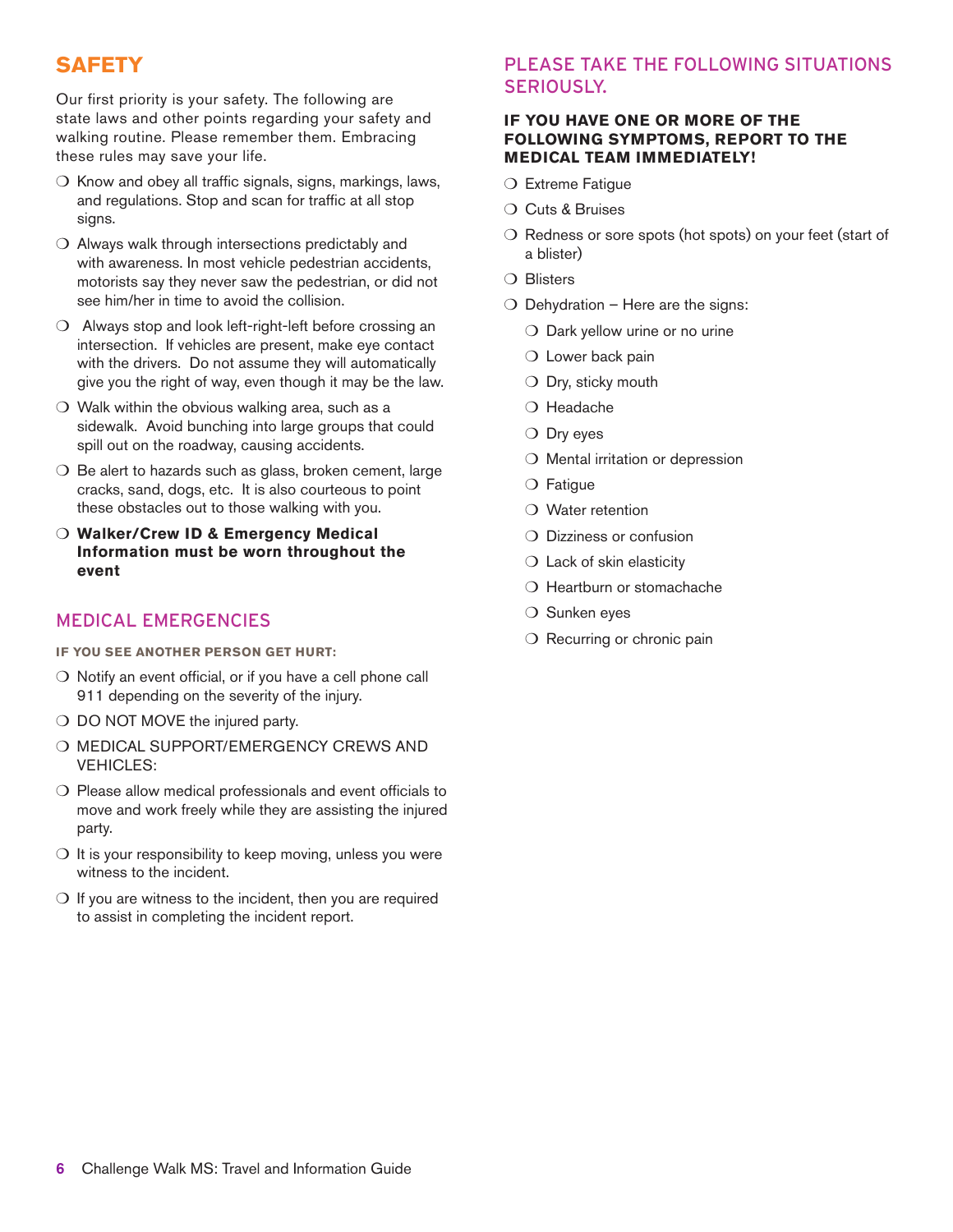## SAFETY

Our first priority is your safety. The following are state laws and other points regarding your safety and walking routine. Please remember them. Embracing these rules may save your life.

- Know and obey all traffic signals, signs, markings, laws, and regulations. Stop and scan for traffic at all stop signs.
- Always walk through intersections predictably and with awareness. In most vehicle pedestrian accidents, motorists say they never saw the pedestrian, or did not see him/her in time to avoid the collision.
- Always stop and look left-right-left before crossing an intersection. If vehicles are present, make eye contact with the drivers. Do not assume they will automatically give you the right of way, even though it may be the law.
- Walk within the obvious walking area, such as a sidewalk. Avoid bunching into large groups that could spill out on the roadway, causing accidents.
- Be alert to hazards such as glass, broken cement, large cracks, sand, dogs, etc. It is also courteous to point these obstacles out to those walking with you.
- **Walker/Crew ID & Emergency Medical Information must be worn throughout the event**

## MEDICAL EMERGENCIES

**IF YOU SEE ANOTHER PERSON GET HURT:**

- Notify an event official, or if you have a cell phone call 911 depending on the severity of the injury.
- DO NOT MOVE the injured party.
- MEDICAL SUPPORT/EMERGENCY CREWS AND VEHICLES:
- Please allow medical professionals and event officials to move and work freely while they are assisting the injured party.
- It is your responsibility to keep moving, unless you were witness to the incident.
- If you are witness to the incident, then you are required to assist in completing the incident report.

## PLEASE TAKE THE FOLLOWING SITUATIONS SERIOUSLY.

**IF YOU HAVE ONE OR MORE OF THE FOLLOWING SYMPTOMS, REPORT TO THE MEDICAL TEAM IMMEDIATELY!**

- Extreme Fatigue
- Cuts & Bruises
- Redness or sore spots (hot spots) on your feet (start of a blister)
- Blisters
- Dehydration – Here are the signs:
  - Dark yellow urine or no urine
  - Lower back pain
  - Dry, sticky mouth
  - Headache
  - Dry eyes
  - Mental irritation or depression
  - Fatigue
  - Water retention
  - Dizziness or confusion
  - Lack of skin elasticity
  - Heartburn or stomachache
  - Sunken eyes
  - Recurring or chronic pain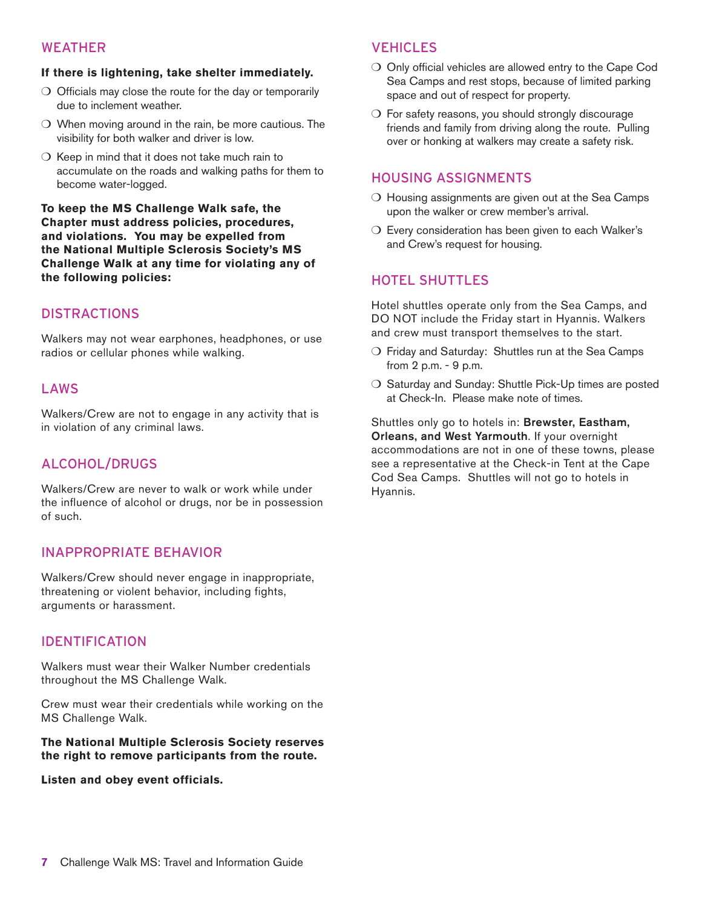## WEATHER

**If there is lightening, take shelter immediately.**

- Officials may close the route for the day or temporarily due to inclement weather.
- When moving around in the rain, be more cautious. The visibility for both walker and driver is low.
- Keep in mind that it does not take much rain to accumulate on the roads and walking paths for them to become water-logged.

**To keep the MS Challenge Walk safe, the Chapter must address policies, procedures, and violations. You may be expelled from the National Multiple Sclerosis Society's MS Challenge Walk at any time for violating any of the following policies:**

## DISTRACTIONS

Walkers may not wear earphones, headphones, or use radios or cellular phones while walking.

## LAWS

Walkers/Crew are not to engage in any activity that is in violation of any criminal laws.

## ALCOHOL/DRUGS

Walkers/Crew are never to walk or work while under the influence of alcohol or drugs, nor be in possession of such.

## INAPPROPRIATE BEHAVIOR

Walkers/Crew should never engage in inappropriate, threatening or violent behavior, including fights, arguments or harassment.

## IDENTIFICATION

Walkers must wear their Walker Number credentials throughout the MS Challenge Walk.

Crew must wear their credentials while working on the MS Challenge Walk.

**The National Multiple Sclerosis Society reserves the right to remove participants from the route.**

**Listen and obey event officials.**

## VEHICLES

- Only official vehicles are allowed entry to the Cape Cod Sea Camps and rest stops, because of limited parking space and out of respect for property.
- For safety reasons, you should strongly discourage friends and family from driving along the route. Pulling over or honking at walkers may create a safety risk.

## HOUSING ASSIGNMENTS

- Housing assignments are given out at the Sea Camps upon the walker or crew member's arrival.
- Every consideration has been given to each Walker's and Crew's request for housing.

## HOTEL SHUTTLES

Hotel shuttles operate only from the Sea Camps, and DO NOT include the Friday start in Hyannis. Walkers and crew must transport themselves to the start.

- Friday and Saturday: Shuttles run at the Sea Camps from 2 p.m. - 9 p.m.
- Saturday and Sunday: Shuttle Pick-Up times are posted at Check-In. Please make note of times.

Shuttles only go to hotels in: **Brewster, Eastham, Orleans, and West Yarmouth**. If your overnight accommodations are not in one of these towns, please see a representative at the Check-in Tent at the Cape Cod Sea Camps. Shuttles will not go to hotels in Hyannis.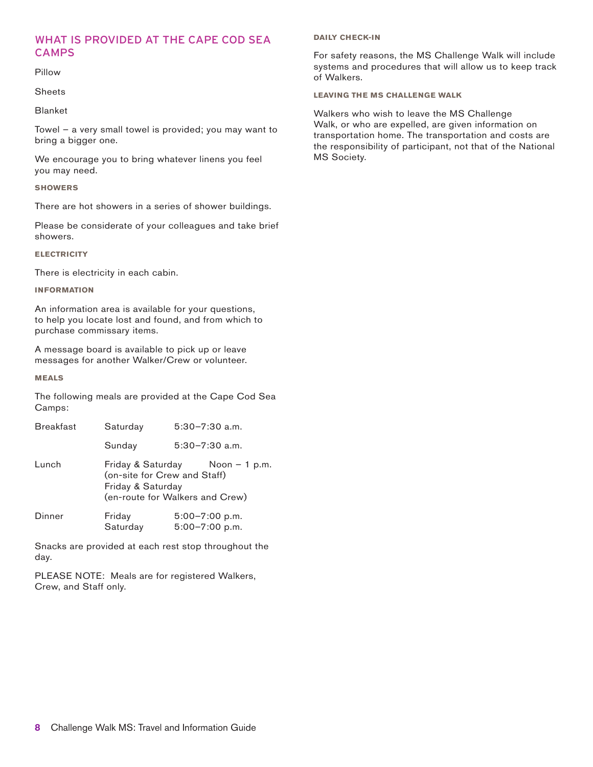## WHAT IS PROVIDED AT THE CAPE COD SEA CAMPS

Pillow

Sheets

Blanket

Towel – a very small towel is provided; you may want to bring a bigger one.

We encourage you to bring whatever linens you feel you may need.

### SHOWERS

There are hot showers in a series of shower buildings.

Please be considerate of your colleagues and take brief showers.

### ELECTRICITY

There is electricity in each cabin.

### INFORMATION

An information area is available for your questions, to help you locate lost and found, and from which to purchase commissary items.

A message board is available to pick up or leave messages for another Walker/Crew or volunteer.

### MEALS

The following meals are provided at the Cape Cod Sea Camps:

| Meal | Day | Time |
| --- | --- | --- |
| Breakfast | Saturday | 5:30–7:30 a.m. |
| | Sunday | 5:30–7:30 a.m. |
| Lunch | Friday & Saturday (on-site for Crew and Staff) | Noon – 1 p.m. |
| | Friday & Saturday (en-route for Walkers and Crew) | |
| Dinner | Friday | 5:00–7:00 p.m. |
| | Saturday | 5:00–7:00 p.m. |

Snacks are provided at each rest stop throughout the day.

PLEASE NOTE: Meals are for registered Walkers, Crew, and Staff only.

### DAILY CHECK-IN

For safety reasons, the MS Challenge Walk will include systems and procedures that will allow us to keep track of Walkers.

### LEAVING THE MS CHALLENGE WALK

Walkers who wish to leave the MS Challenge Walk, or who are expelled, are given information on transportation home. The transportation and costs are the responsibility of participant, not that of the National MS Society.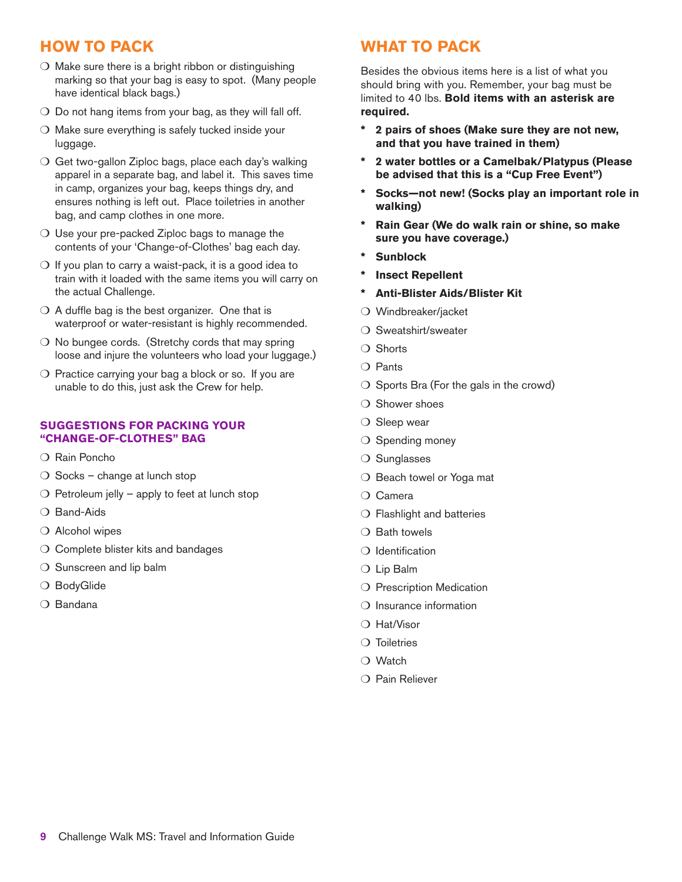## HOW TO PACK

- ❍ Make sure there is a bright ribbon or distinguishing marking so that your bag is easy to spot. (Many people have identical black bags.)
- ❍ Do not hang items from your bag, as they will fall off.
- ❍ Make sure everything is safely tucked inside your luggage.
- ❍ Get two-gallon Ziploc bags, place each day's walking apparel in a separate bag, and label it. This saves time in camp, organizes your bag, keeps things dry, and ensures nothing is left out. Place toiletries in another bag, and camp clothes in one more.
- ❍ Use your pre-packed Ziploc bags to manage the contents of your 'Change-of-Clothes' bag each day.
- ❍ If you plan to carry a waist-pack, it is a good idea to train with it loaded with the same items you will carry on the actual Challenge.
- ❍ A duffle bag is the best organizer. One that is waterproof or water-resistant is highly recommended.
- ❍ No bungee cords. (Stretchy cords that may spring loose and injure the volunteers who load your luggage.)
- ❍ Practice carrying your bag a block or so. If you are unable to do this, just ask the Crew for help.

### SUGGESTIONS FOR PACKING YOUR "CHANGE-OF-CLOTHES" BAG

- ❍ Rain Poncho
- ❍ Socks – change at lunch stop
- ❍ Petroleum jelly – apply to feet at lunch stop
- ❍ Band-Aids
- ❍ Alcohol wipes
- ❍ Complete blister kits and bandages
- ❍ Sunscreen and lip balm
- ❍ BodyGlide
- ❍ Bandana

## WHAT TO PACK

Besides the obvious items here is a list of what you should bring with you. Remember, your bag must be limited to 40 lbs. **Bold items with an asterisk are required.**

- * **2 pairs of shoes (Make sure they are not new, and that you have trained in them)**
- * **2 water bottles or a Camelbak/Platypus (Please be advised that this is a "Cup Free Event")**
- * **Socks—not new! (Socks play an important role in walking)**
- * **Rain Gear (We do walk rain or shine, so make sure you have coverage.)**
- * **Sunblock**
- * **Insect Repellent**
- * **Anti-Blister Aids/Blister Kit**
- ❍ Windbreaker/jacket
- ❍ Sweatshirt/sweater
- ❍ Shorts
- ❍ Pants
- ❍ Sports Bra (For the gals in the crowd)
- ❍ Shower shoes
- ❍ Sleep wear
- ❍ Spending money
- ❍ Sunglasses
- ❍ Beach towel or Yoga mat
- ❍ Camera
- ❍ Flashlight and batteries
- ❍ Bath towels
- ❍ Identification
- ❍ Lip Balm
- ❍ Prescription Medication
- ❍ Insurance information
- ❍ Hat/Visor
- ❍ Toiletries
- ❍ Watch
- ❍ Pain Reliever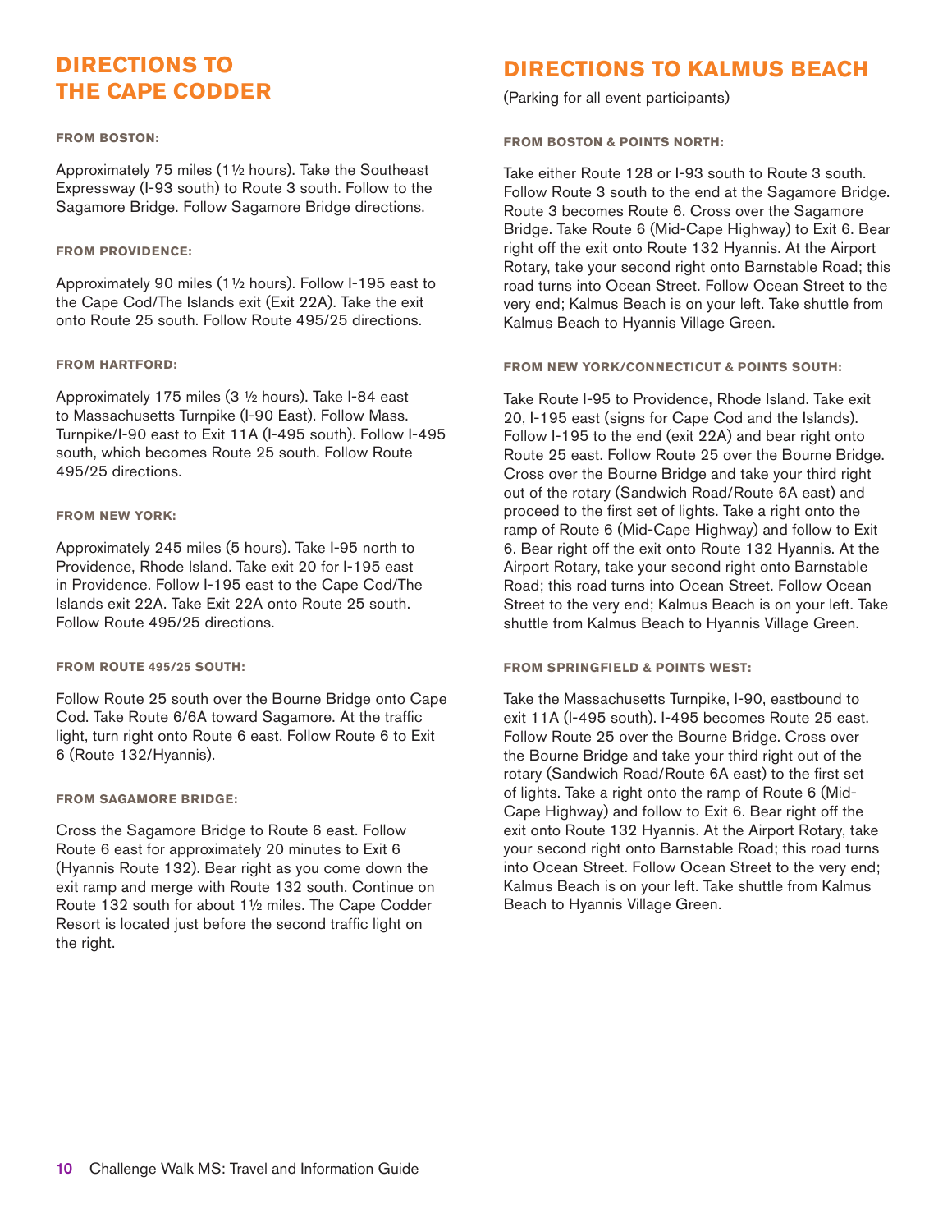## DIRECTIONS TO THE CAPE CODDER

#### FROM BOSTON:

Approximately 75 miles (1½ hours). Take the Southeast Expressway (I-93 south) to Route 3 south. Follow to the Sagamore Bridge. Follow Sagamore Bridge directions.

#### FROM PROVIDENCE:

Approximately 90 miles (1½ hours). Follow I-195 east to the Cape Cod/The Islands exit (Exit 22A). Take the exit onto Route 25 south. Follow Route 495/25 directions.

#### FROM HARTFORD:

Approximately 175 miles (3 ½ hours). Take I-84 east to Massachusetts Turnpike (I-90 East). Follow Mass. Turnpike/I-90 east to Exit 11A (I-495 south). Follow I-495 south, which becomes Route 25 south. Follow Route 495/25 directions.

#### FROM NEW YORK:

Approximately 245 miles (5 hours). Take I-95 north to Providence, Rhode Island. Take exit 20 for I-195 east in Providence. Follow I-195 east to the Cape Cod/The Islands exit 22A. Take Exit 22A onto Route 25 south. Follow Route 495/25 directions.

#### FROM ROUTE 495/25 SOUTH:

Follow Route 25 south over the Bourne Bridge onto Cape Cod. Take Route 6/6A toward Sagamore. At the traffic light, turn right onto Route 6 east. Follow Route 6 to Exit 6 (Route 132/Hyannis).

#### FROM SAGAMORE BRIDGE:

Cross the Sagamore Bridge to Route 6 east. Follow Route 6 east for approximately 20 minutes to Exit 6 (Hyannis Route 132). Bear right as you come down the exit ramp and merge with Route 132 south. Continue on Route 132 south for about 1½ miles. The Cape Codder Resort is located just before the second traffic light on the right.

## DIRECTIONS TO KALMUS BEACH

(Parking for all event participants)

#### FROM BOSTON & POINTS NORTH:

Take either Route 128 or I-93 south to Route 3 south. Follow Route 3 south to the end at the Sagamore Bridge. Route 3 becomes Route 6. Cross over the Sagamore Bridge. Take Route 6 (Mid-Cape Highway) to Exit 6. Bear right off the exit onto Route 132 Hyannis. At the Airport Rotary, take your second right onto Barnstable Road; this road turns into Ocean Street. Follow Ocean Street to the very end; Kalmus Beach is on your left. Take shuttle from Kalmus Beach to Hyannis Village Green.

#### FROM NEW YORK/CONNECTICUT & POINTS SOUTH:

Take Route I-95 to Providence, Rhode Island. Take exit 20, I-195 east (signs for Cape Cod and the Islands). Follow I-195 to the end (exit 22A) and bear right onto Route 25 east. Follow Route 25 over the Bourne Bridge. Cross over the Bourne Bridge and take your third right out of the rotary (Sandwich Road/Route 6A east) and proceed to the first set of lights. Take a right onto the ramp of Route 6 (Mid-Cape Highway) and follow to Exit 6. Bear right off the exit onto Route 132 Hyannis. At the Airport Rotary, take your second right onto Barnstable Road; this road turns into Ocean Street. Follow Ocean Street to the very end; Kalmus Beach is on your left. Take shuttle from Kalmus Beach to Hyannis Village Green.

#### FROM SPRINGFIELD & POINTS WEST:

Take the Massachusetts Turnpike, I-90, eastbound to exit 11A (I-495 south). I-495 becomes Route 25 east. Follow Route 25 over the Bourne Bridge. Cross over the Bourne Bridge and take your third right out of the rotary (Sandwich Road/Route 6A east) to the first set of lights. Take a right onto the ramp of Route 6 (Mid-Cape Highway) and follow to Exit 6. Bear right off the exit onto Route 132 Hyannis. At the Airport Rotary, take your second right onto Barnstable Road; this road turns into Ocean Street. Follow Ocean Street to the very end; Kalmus Beach is on your left. Take shuttle from Kalmus Beach to Hyannis Village Green.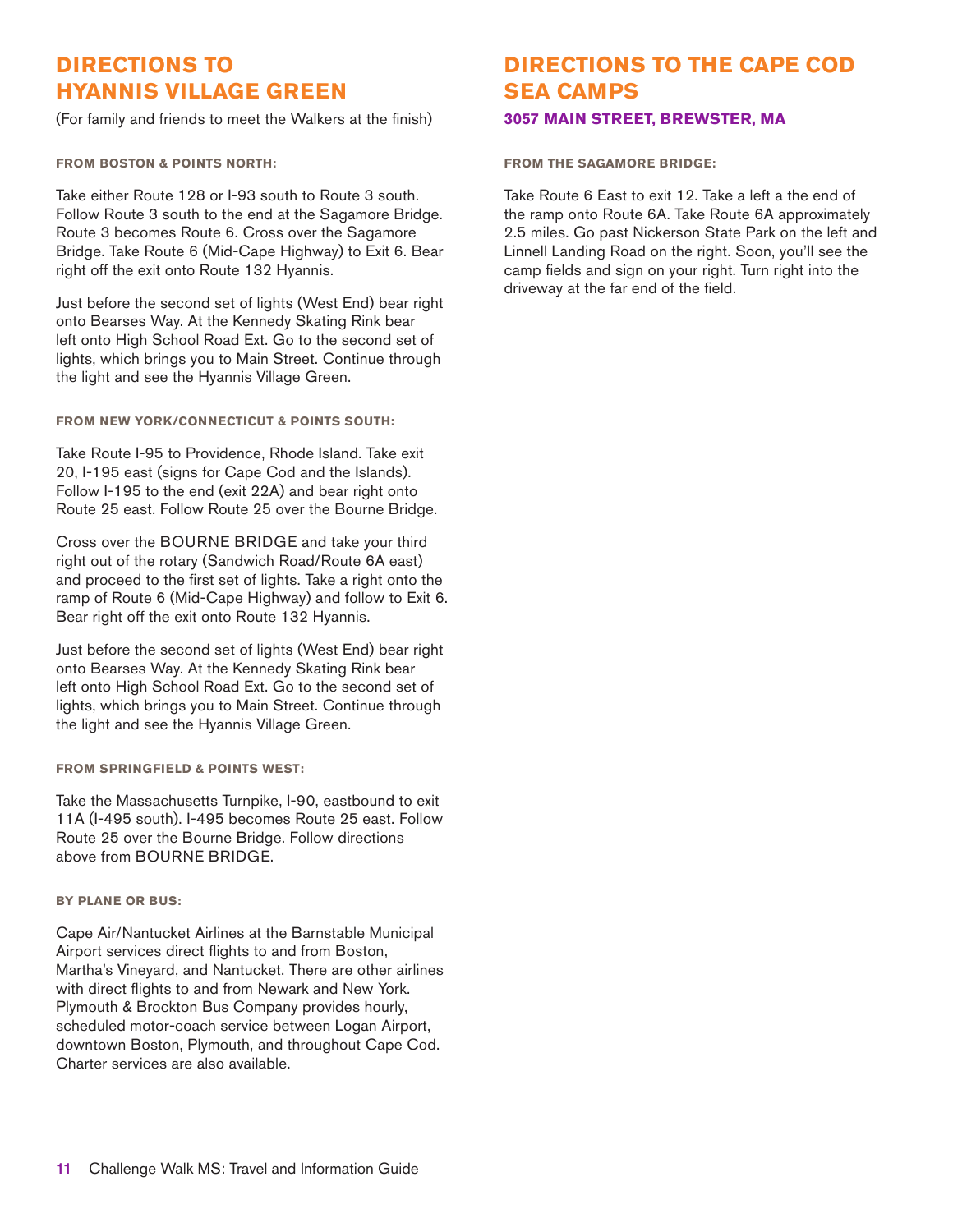## DIRECTIONS TO HYANNIS VILLAGE GREEN

(For family and friends to meet the Walkers at the finish)

#### FROM BOSTON & POINTS NORTH:

Take either Route 128 or I-93 south to Route 3 south. Follow Route 3 south to the end at the Sagamore Bridge. Route 3 becomes Route 6. Cross over the Sagamore Bridge. Take Route 6 (Mid-Cape Highway) to Exit 6. Bear right off the exit onto Route 132 Hyannis.

Just before the second set of lights (West End) bear right onto Bearses Way. At the Kennedy Skating Rink bear left onto High School Road Ext. Go to the second set of lights, which brings you to Main Street. Continue through the light and see the Hyannis Village Green.

#### FROM NEW YORK/CONNECTICUT & POINTS SOUTH:

Take Route I-95 to Providence, Rhode Island. Take exit 20, I-195 east (signs for Cape Cod and the Islands). Follow I-195 to the end (exit 22A) and bear right onto Route 25 east. Follow Route 25 over the Bourne Bridge.

Cross over the BOURNE BRIDGE and take your third right out of the rotary (Sandwich Road/Route 6A east) and proceed to the first set of lights. Take a right onto the ramp of Route 6 (Mid-Cape Highway) and follow to Exit 6. Bear right off the exit onto Route 132 Hyannis.

Just before the second set of lights (West End) bear right onto Bearses Way. At the Kennedy Skating Rink bear left onto High School Road Ext. Go to the second set of lights, which brings you to Main Street. Continue through the light and see the Hyannis Village Green.

#### FROM SPRINGFIELD & POINTS WEST:

Take the Massachusetts Turnpike, I-90, eastbound to exit 11A (I-495 south). I-495 becomes Route 25 east. Follow Route 25 over the Bourne Bridge. Follow directions above from BOURNE BRIDGE.

#### BY PLANE OR BUS:

Cape Air/Nantucket Airlines at the Barnstable Municipal Airport services direct flights to and from Boston, Martha's Vineyard, and Nantucket. There are other airlines with direct flights to and from Newark and New York. Plymouth & Brockton Bus Company provides hourly, scheduled motor-coach service between Logan Airport, downtown Boston, Plymouth, and throughout Cape Cod. Charter services are also available.

## DIRECTIONS TO THE CAPE COD SEA CAMPS

### 3057 MAIN STREET, BREWSTER, MA

#### FROM THE SAGAMORE BRIDGE:

Take Route 6 East to exit 12. Take a left a the end of the ramp onto Route 6A. Take Route 6A approximately 2.5 miles. Go past Nickerson State Park on the left and Linnell Landing Road on the right. Soon, you'll see the camp fields and sign on your right. Turn right into the driveway at the far end of the field.